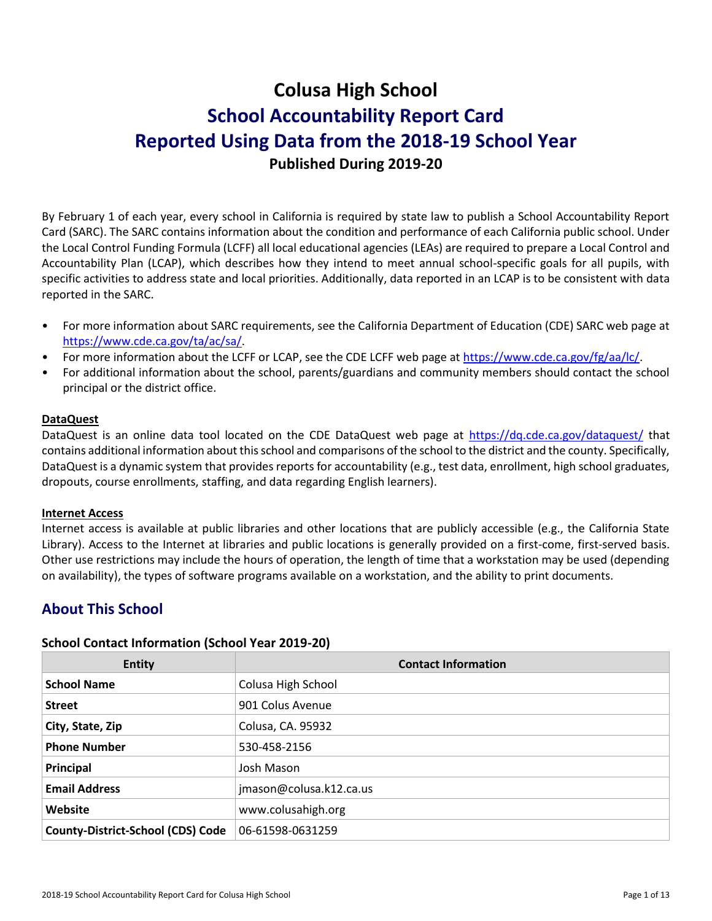# Colusa High School

## School Accountability Report Card

## Reported Using Data from the 2018-19 School Year

**Published During 2019-20**

By February 1 of each year, every school in California is required by state law to publish a School Accountability Report Card (SARC). The SARC contains information about the condition and performance of each California public school. Under the Local Control Funding Formula (LCFF) all local educational agencies (LEAs) are required to prepare a Local Control and Accountability Plan (LCAP), which describes how they intend to meet annual school-specific goals for all pupils, with specific activities to address state and local priorities. Additionally, data reported in an LCAP is to be consistent with data reported in the SARC.

- For more information about SARC requirements, see the California Department of Education (CDE) SARC web page at https://www.cde.ca.gov/ta/ac/sa/.
- For more information about the LCFF or LCAP, see the CDE LCFF web page at https://www.cde.ca.gov/fg/aa/lc/.
- For additional information about the school, parents/guardians and community members should contact the school principal or the district office.

**DataQuest**

DataQuest is an online data tool located on the CDE DataQuest web page at https://dq.cde.ca.gov/dataquest/ that contains additional information about this school and comparisons of the school to the district and the county. Specifically, DataQuest is a dynamic system that provides reports for accountability (e.g., test data, enrollment, high school graduates, dropouts, course enrollments, staffing, and data regarding English learners).

**Internet Access**

Internet access is available at public libraries and other locations that are publicly accessible (e.g., the California State Library). Access to the Internet at libraries and public locations is generally provided on a first-come, first-served basis. Other use restrictions may include the hours of operation, the length of time that a workstation may be used (depending on availability), the types of software programs available on a workstation, and the ability to print documents.

## About This School

### School Contact Information (School Year 2019-20)

| Entity | Contact Information |
| --- | --- |
| **School Name** | Colusa High School |
| **Street** | 901 Colus Avenue |
| **City, State, Zip** | Colusa, CA. 95932 |
| **Phone Number** | 530-458-2156 |
| **Principal** | Josh Mason |
| **Email Address** | jmason@colusa.k12.ca.us |
| **Website** | www.colusahigh.org |
| **County-District-School (CDS) Code** | 06-61598-0631259 |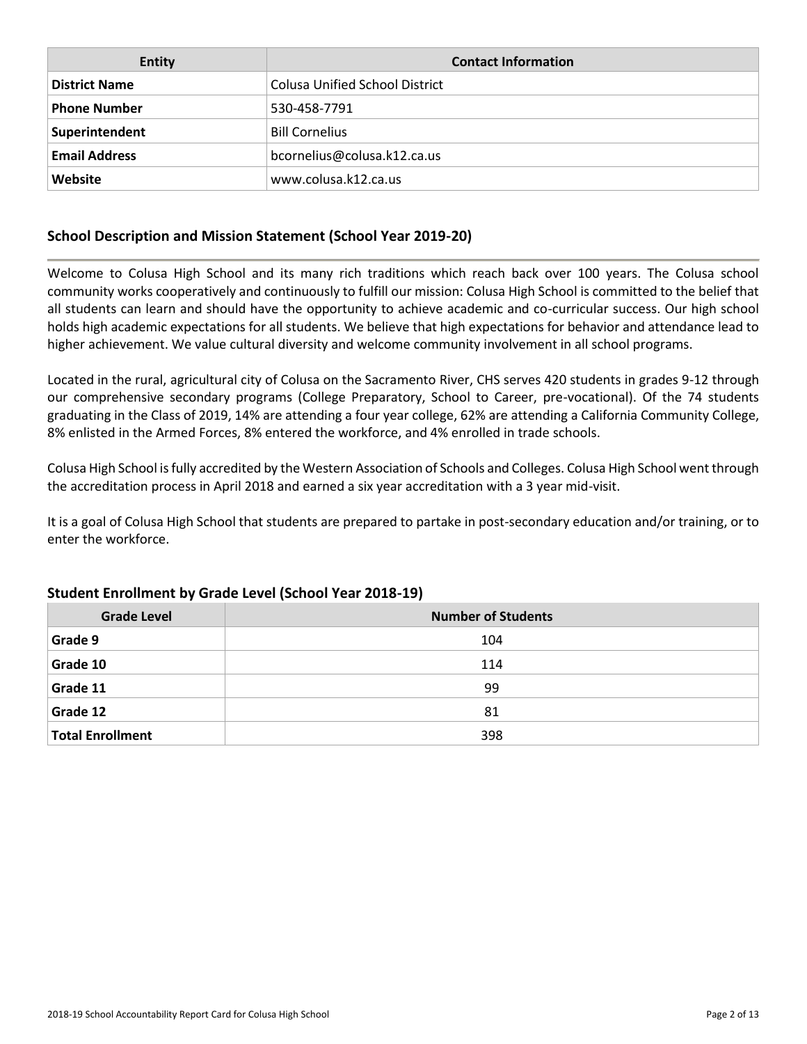| Entity | Contact Information |
|---|---|
| **District Name** | Colusa Unified School District |
| **Phone Number** | 530-458-7791 |
| **Superintendent** | Bill Cornelius |
| **Email Address** | bcornelius@colusa.k12.ca.us |
| **Website** | www.colusa.k12.ca.us |

## School Description and Mission Statement (School Year 2019-20)

Welcome to Colusa High School and its many rich traditions which reach back over 100 years. The Colusa school community works cooperatively and continuously to fulfill our mission: Colusa High School is committed to the belief that all students can learn and should have the opportunity to achieve academic and co-curricular success. Our high school holds high academic expectations for all students. We believe that high expectations for behavior and attendance lead to higher achievement. We value cultural diversity and welcome community involvement in all school programs.

Located in the rural, agricultural city of Colusa on the Sacramento River, CHS serves 420 students in grades 9-12 through our comprehensive secondary programs (College Preparatory, School to Career, pre-vocational). Of the 74 students graduating in the Class of 2019, 14% are attending a four year college, 62% are attending a California Community College, 8% enlisted in the Armed Forces, 8% entered the workforce, and 4% enrolled in trade schools.

Colusa High School is fully accredited by the Western Association of Schools and Colleges. Colusa High School went through the accreditation process in April 2018 and earned a six year accreditation with a 3 year mid-visit.

It is a goal of Colusa High School that students are prepared to partake in post-secondary education and/or training, or to enter the workforce.

### Student Enrollment by Grade Level (School Year 2018-19)

| Grade Level | Number of Students |
|---|---|
| **Grade 9** | 104 |
| **Grade 10** | 114 |
| **Grade 11** | 99 |
| **Grade 12** | 81 |
| **Total Enrollment** | 398 |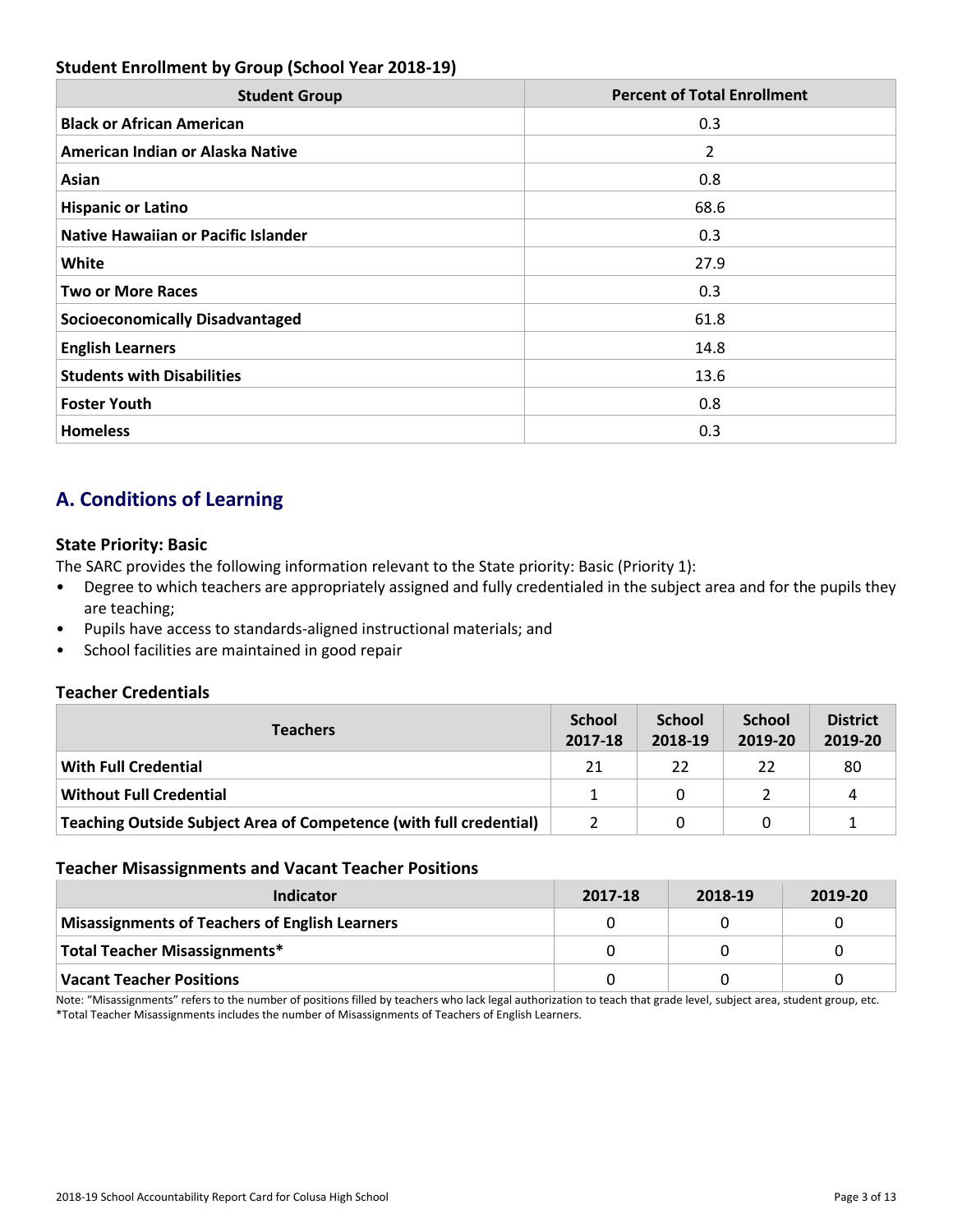### Student Enrollment by Group (School Year 2018-19)

| Student Group | Percent of Total Enrollment |
|---|---|
| **Black or African American** | 0.3 |
| **American Indian or Alaska Native** | 2 |
| **Asian** | 0.8 |
| **Hispanic or Latino** | 68.6 |
| **Native Hawaiian or Pacific Islander** | 0.3 |
| **White** | 27.9 |
| **Two or More Races** | 0.3 |
| **Socioeconomically Disadvantaged** | 61.8 |
| **English Learners** | 14.8 |
| **Students with Disabilities** | 13.6 |
| **Foster Youth** | 0.8 |
| **Homeless** | 0.3 |

## A. Conditions of Learning

### State Priority: Basic

The SARC provides the following information relevant to the State priority: Basic (Priority 1):

- Degree to which teachers are appropriately assigned and fully credentialed in the subject area and for the pupils they are teaching;
- Pupils have access to standards-aligned instructional materials; and
- School facilities are maintained in good repair

### Teacher Credentials

| Teachers | School 2017-18 | School 2018-19 | School 2019-20 | District 2019-20 |
|---|---|---|---|---|
| **With Full Credential** | 21 | 22 | 22 | 80 |
| **Without Full Credential** | 1 | 0 | 2 | 4 |
| **Teaching Outside Subject Area of Competence (with full credential)** | 2 | 0 | 0 | 1 |

### Teacher Misassignments and Vacant Teacher Positions

| Indicator | 2017-18 | 2018-19 | 2019-20 |
|---|---|---|---|
| **Misassignments of Teachers of English Learners** | 0 | 0 | 0 |
| **Total Teacher Misassignments*** | 0 | 0 | 0 |
| **Vacant Teacher Positions** | 0 | 0 | 0 |

Note: "Misassignments" refers to the number of positions filled by teachers who lack legal authorization to teach that grade level, subject area, student group, etc.
*Total Teacher Misassignments includes the number of Misassignments of Teachers of English Learners.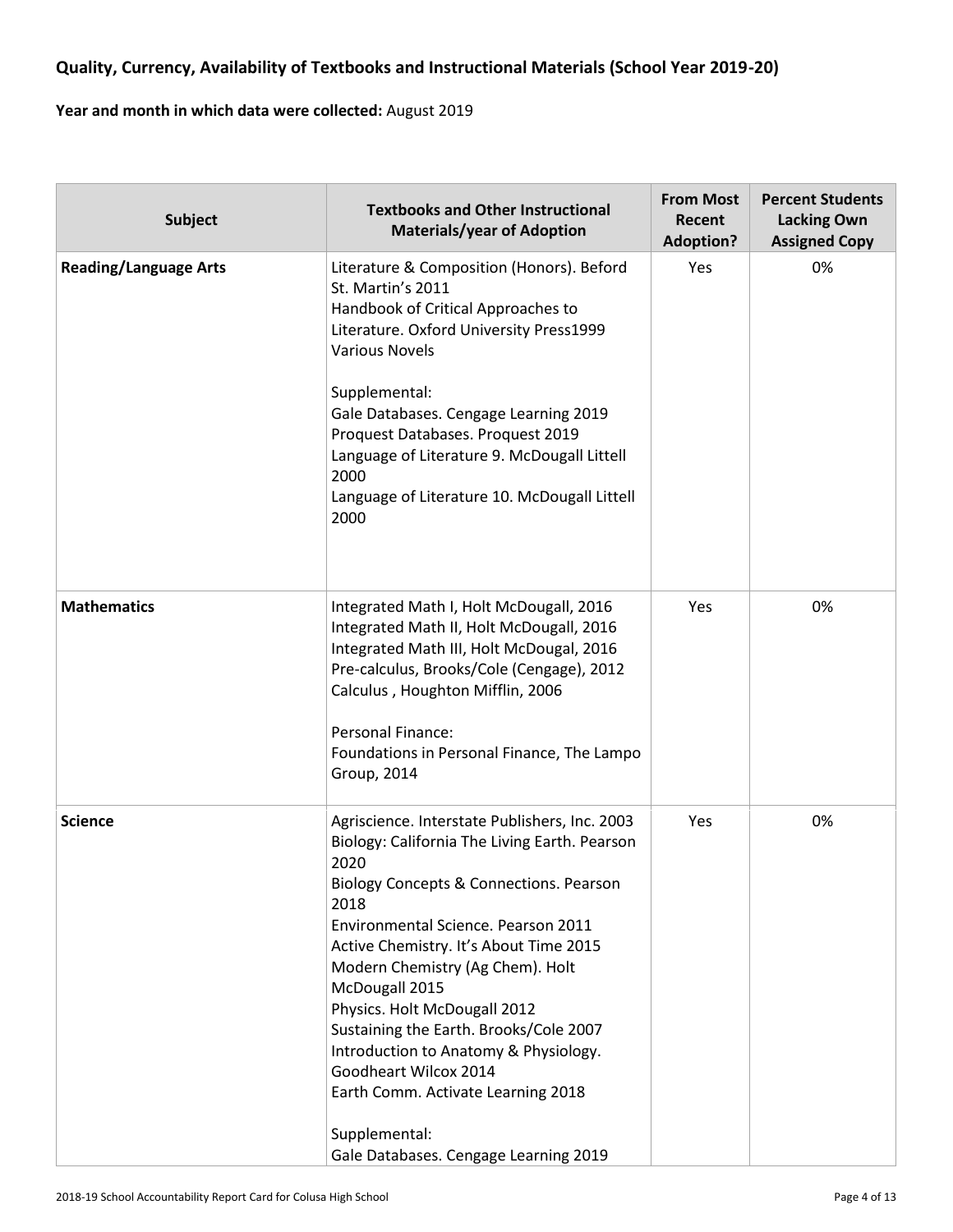**Quality, Currency, Availability of Textbooks and Instructional Materials (School Year 2019-20)**

**Year and month in which data were collected:** August 2019

| Subject | Textbooks and Other Instructional Materials/year of Adoption | From Most Recent Adoption? | Percent Students Lacking Own Assigned Copy |
|---|---|---|---|
| **Reading/Language Arts** | Literature & Composition (Honors). Beford St. Martin's 2011<br>Handbook of Critical Approaches to Literature. Oxford University Press1999<br>Various Novels<br><br>Supplemental:<br>Gale Databases. Cengage Learning 2019<br>Proquest Databases. Proquest 2019<br>Language of Literature 9. McDougall Littell 2000<br>Language of Literature 10. McDougall Littell 2000 | Yes | 0% |
| **Mathematics** | Integrated Math I, Holt McDougall, 2016<br>Integrated Math II, Holt McDougall, 2016<br>Integrated Math III, Holt McDougal, 2016<br>Pre-calculus, Brooks/Cole (Cengage), 2012<br>Calculus , Houghton Mifflin, 2006<br><br>Personal Finance:<br>Foundations in Personal Finance, The Lampo Group, 2014 | Yes | 0% |
| **Science** | Agriscience. Interstate Publishers, Inc. 2003<br>Biology: California The Living Earth. Pearson 2020<br>Biology Concepts & Connections. Pearson 2018<br>Environmental Science. Pearson 2011<br>Active Chemistry. It's About Time 2015<br>Modern Chemistry (Ag Chem). Holt McDougall 2015<br>Physics. Holt McDougall 2012<br>Sustaining the Earth. Brooks/Cole 2007<br>Introduction to Anatomy & Physiology. Goodheart Wilcox 2014<br>Earth Comm. Activate Learning 2018<br><br>Supplemental:<br>Gale Databases. Cengage Learning 2019 | Yes | 0% |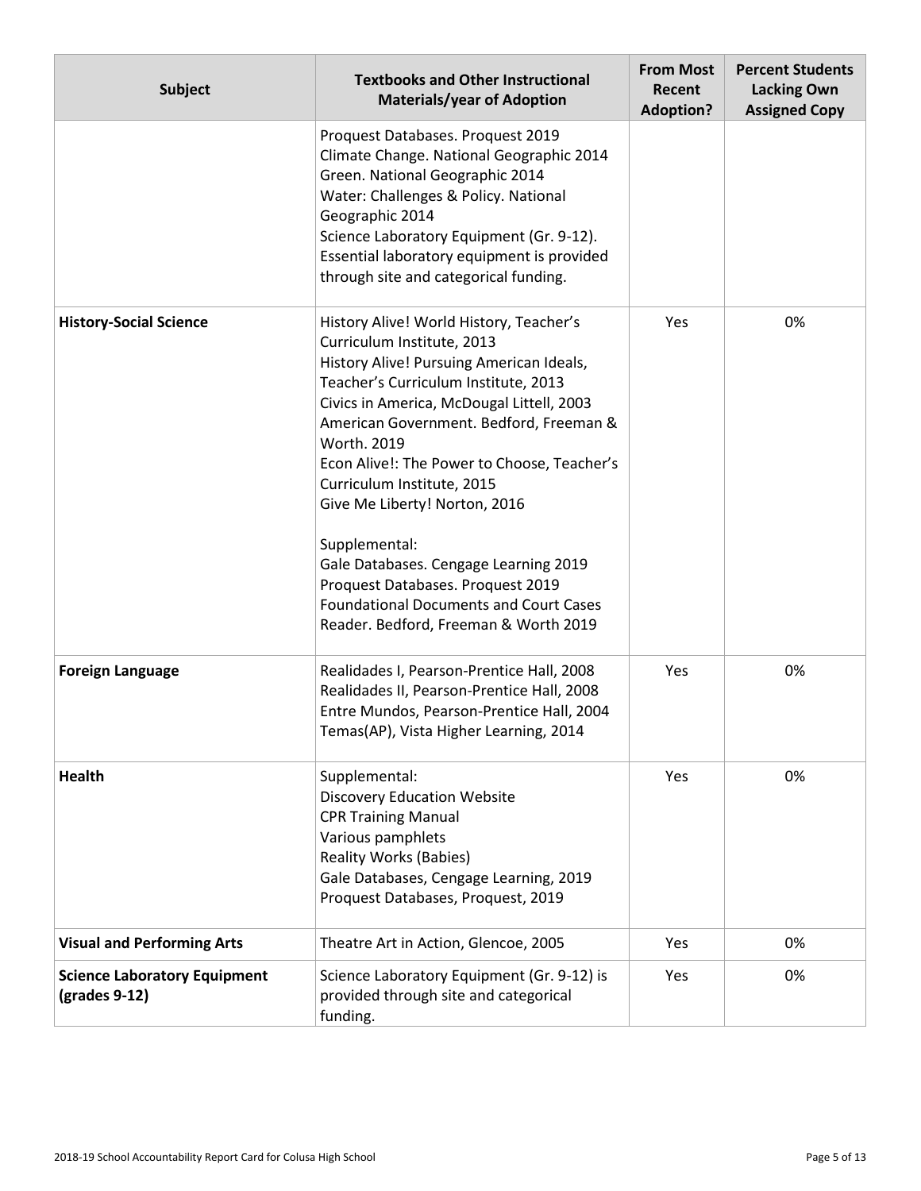| Subject | Textbooks and Other Instructional Materials/year of Adoption | From Most Recent Adoption? | Percent Students Lacking Own Assigned Copy |
|---|---|---|---|
| | Proquest Databases. Proquest 2019<br>Climate Change. National Geographic 2014<br>Green. National Geographic 2014<br>Water: Challenges & Policy. National Geographic 2014<br>Science Laboratory Equipment (Gr. 9-12). Essential laboratory equipment is provided through site and categorical funding. | | |
| **History-Social Science** | History Alive! World History, Teacher's Curriculum Institute, 2013<br>History Alive! Pursuing American Ideals, Teacher's Curriculum Institute, 2013<br>Civics in America, McDougal Littell, 2003<br>American Government. Bedford, Freeman & Worth. 2019<br>Econ Alive!: The Power to Choose, Teacher's Curriculum Institute, 2015<br>Give Me Liberty! Norton, 2016<br><br>Supplemental:<br>Gale Databases. Cengage Learning 2019<br>Proquest Databases. Proquest 2019<br>Foundational Documents and Court Cases Reader. Bedford, Freeman & Worth 2019 | Yes | 0% |
| **Foreign Language** | Realidades I, Pearson-Prentice Hall, 2008<br>Realidades II, Pearson-Prentice Hall, 2008<br>Entre Mundos, Pearson-Prentice Hall, 2004<br>Temas(AP), Vista Higher Learning, 2014 | Yes | 0% |
| **Health** | Supplemental:<br>Discovery Education Website<br>CPR Training Manual<br>Various pamphlets<br>Reality Works (Babies)<br>Gale Databases, Cengage Learning, 2019<br>Proquest Databases, Proquest, 2019 | Yes | 0% |
| **Visual and Performing Arts** | Theatre Art in Action, Glencoe, 2005 | Yes | 0% |
| **Science Laboratory Equipment (grades 9-12)** | Science Laboratory Equipment (Gr. 9-12) is provided through site and categorical funding. | Yes | 0% |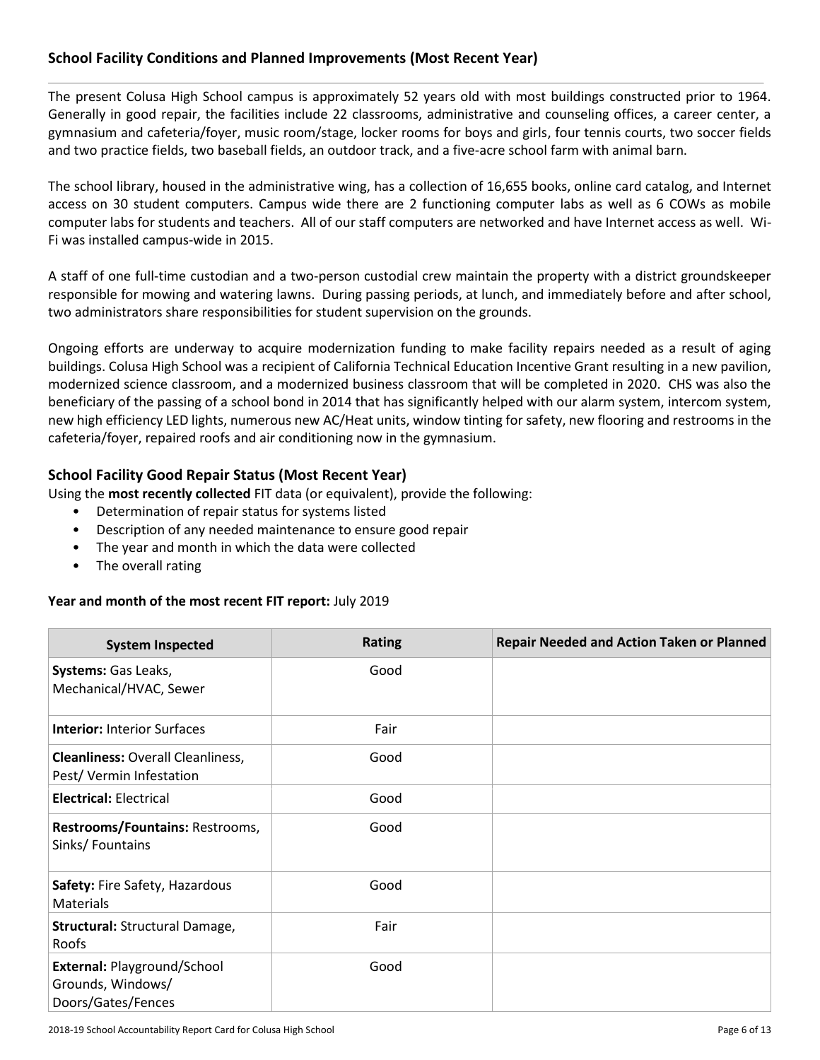## School Facility Conditions and Planned Improvements (Most Recent Year)

The present Colusa High School campus is approximately 52 years old with most buildings constructed prior to 1964. Generally in good repair, the facilities include 22 classrooms, administrative and counseling offices, a career center, a gymnasium and cafeteria/foyer, music room/stage, locker rooms for boys and girls, four tennis courts, two soccer fields and two practice fields, two baseball fields, an outdoor track, and a five-acre school farm with animal barn.

The school library, housed in the administrative wing, has a collection of 16,655 books, online card catalog, and Internet access on 30 student computers. Campus wide there are 2 functioning computer labs as well as 6 COWs as mobile computer labs for students and teachers. All of our staff computers are networked and have Internet access as well. Wi-Fi was installed campus-wide in 2015.

A staff of one full-time custodian and a two-person custodial crew maintain the property with a district groundskeeper responsible for mowing and watering lawns. During passing periods, at lunch, and immediately before and after school, two administrators share responsibilities for student supervision on the grounds.

Ongoing efforts are underway to acquire modernization funding to make facility repairs needed as a result of aging buildings. Colusa High School was a recipient of California Technical Education Incentive Grant resulting in a new pavilion, modernized science classroom, and a modernized business classroom that will be completed in 2020. CHS was also the beneficiary of the passing of a school bond in 2014 that has significantly helped with our alarm system, intercom system, new high efficiency LED lights, numerous new AC/Heat units, window tinting for safety, new flooring and restrooms in the cafeteria/foyer, repaired roofs and air conditioning now in the gymnasium.

## School Facility Good Repair Status (Most Recent Year)

Using the **most recently collected** FIT data (or equivalent), provide the following:

- Determination of repair status for systems listed
- Description of any needed maintenance to ensure good repair
- The year and month in which the data were collected
- The overall rating

**Year and month of the most recent FIT report:** July 2019

| System Inspected | Rating | Repair Needed and Action Taken or Planned |
|---|---|---|
| **Systems:** Gas Leaks, Mechanical/HVAC, Sewer | Good | |
| **Interior:** Interior Surfaces | Fair | |
| **Cleanliness:** Overall Cleanliness, Pest/ Vermin Infestation | Good | |
| **Electrical:** Electrical | Good | |
| **Restrooms/Fountains:** Restrooms, Sinks/ Fountains | Good | |
| **Safety:** Fire Safety, Hazardous Materials | Good | |
| **Structural:** Structural Damage, Roofs | Fair | |
| **External:** Playground/School Grounds, Windows/ Doors/Gates/Fences | Good | |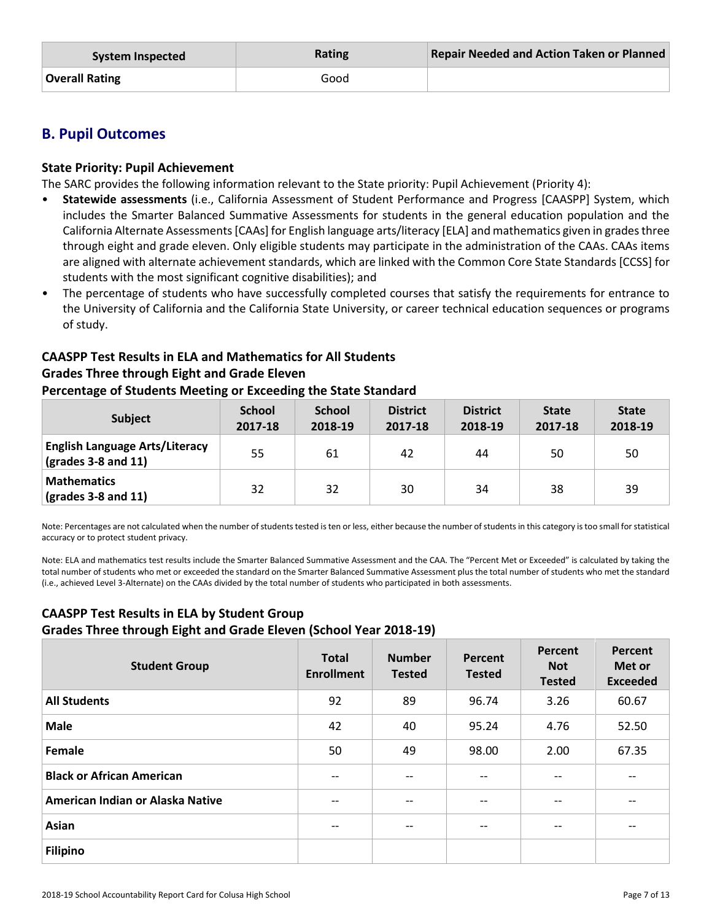| System Inspected | Rating | Repair Needed and Action Taken or Planned |
|---|---|---|
| **Overall Rating** | Good | |

## B. Pupil Outcomes

### State Priority: Pupil Achievement

The SARC provides the following information relevant to the State priority: Pupil Achievement (Priority 4):

- **Statewide assessments** (i.e., California Assessment of Student Performance and Progress [CAASPP] System, which includes the Smarter Balanced Summative Assessments for students in the general education population and the California Alternate Assessments [CAAs] for English language arts/literacy [ELA] and mathematics given in grades three through eight and grade eleven. Only eligible students may participate in the administration of the CAAs. CAAs items are aligned with alternate achievement standards, which are linked with the Common Core State Standards [CCSS] for students with the most significant cognitive disabilities); and
- The percentage of students who have successfully completed courses that satisfy the requirements for entrance to the University of California and the California State University, or career technical education sequences or programs of study.

### CAASPP Test Results in ELA and Mathematics for All Students
### Grades Three through Eight and Grade Eleven
### Percentage of Students Meeting or Exceeding the State Standard

| Subject | School 2017-18 | School 2018-19 | District 2017-18 | District 2018-19 | State 2017-18 | State 2018-19 |
|---|---|---|---|---|---|---|
| **English Language Arts/Literacy (grades 3-8 and 11)** | 55 | 61 | 42 | 44 | 50 | 50 |
| **Mathematics (grades 3-8 and 11)** | 32 | 32 | 30 | 34 | 38 | 39 |

Note: Percentages are not calculated when the number of students tested is ten or less, either because the number of students in this category is too small for statistical accuracy or to protect student privacy.

Note: ELA and mathematics test results include the Smarter Balanced Summative Assessment and the CAA. The "Percent Met or Exceeded" is calculated by taking the total number of students who met or exceeded the standard on the Smarter Balanced Summative Assessment plus the total number of students who met the standard (i.e., achieved Level 3-Alternate) on the CAAs divided by the total number of students who participated in both assessments.

### CAASPP Test Results in ELA by Student Group
### Grades Three through Eight and Grade Eleven (School Year 2018-19)

| Student Group | Total Enrollment | Number Tested | Percent Tested | Percent Not Tested | Percent Met or Exceeded |
|---|---|---|---|---|---|
| **All Students** | 92 | 89 | 96.74 | 3.26 | 60.67 |
| **Male** | 42 | 40 | 95.24 | 4.76 | 52.50 |
| **Female** | 50 | 49 | 98.00 | 2.00 | 67.35 |
| **Black or African American** | -- | -- | -- | -- | -- |
| **American Indian or Alaska Native** | -- | -- | -- | -- | -- |
| **Asian** | -- | -- | -- | -- | -- |
| **Filipino** | | | | | |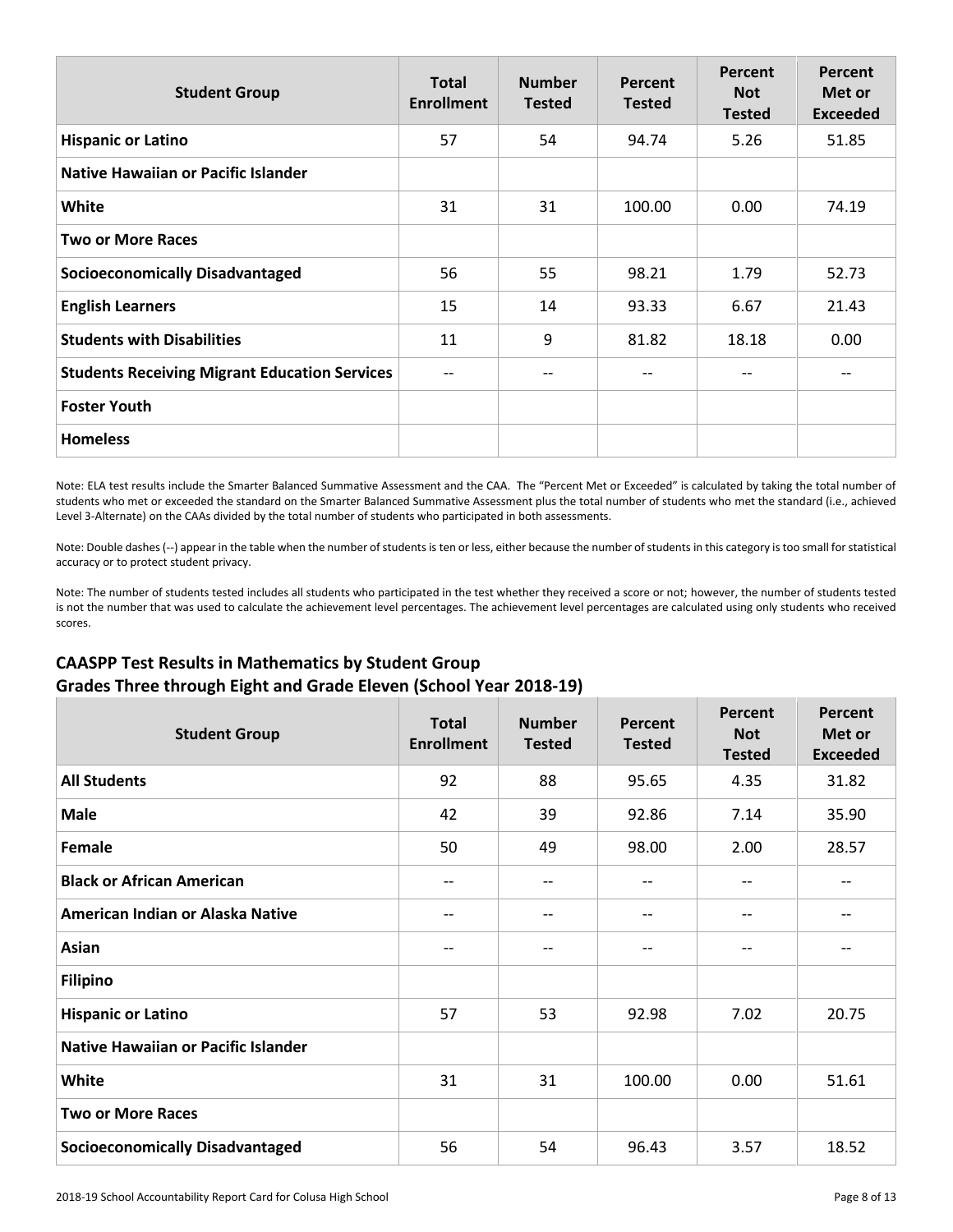| Student Group | Total Enrollment | Number Tested | Percent Tested | Percent Not Tested | Percent Met or Exceeded |
|---|---|---|---|---|---|
| **Hispanic or Latino** | 57 | 54 | 94.74 | 5.26 | 51.85 |
| **Native Hawaiian or Pacific Islander** | | | | | |
| **White** | 31 | 31 | 100.00 | 0.00 | 74.19 |
| **Two or More Races** | | | | | |
| **Socioeconomically Disadvantaged** | 56 | 55 | 98.21 | 1.79 | 52.73 |
| **English Learners** | 15 | 14 | 93.33 | 6.67 | 21.43 |
| **Students with Disabilities** | 11 | 9 | 81.82 | 18.18 | 0.00 |
| **Students Receiving Migrant Education Services** | -- | -- | -- | -- | -- |
| **Foster Youth** | | | | | |
| **Homeless** | | | | | |

Note: ELA test results include the Smarter Balanced Summative Assessment and the CAA. The "Percent Met or Exceeded" is calculated by taking the total number of students who met or exceeded the standard on the Smarter Balanced Summative Assessment plus the total number of students who met the standard (i.e., achieved Level 3-Alternate) on the CAAs divided by the total number of students who participated in both assessments.

Note: Double dashes (--) appear in the table when the number of students is ten or less, either because the number of students in this category is too small for statistical accuracy or to protect student privacy.

Note: The number of students tested includes all students who participated in the test whether they received a score or not; however, the number of students tested is not the number that was used to calculate the achievement level percentages. The achievement level percentages are calculated using only students who received scores.

## CAASPP Test Results in Mathematics by Student Group
## Grades Three through Eight and Grade Eleven (School Year 2018-19)

| Student Group | Total Enrollment | Number Tested | Percent Tested | Percent Not Tested | Percent Met or Exceeded |
|---|---|---|---|---|---|
| **All Students** | 92 | 88 | 95.65 | 4.35 | 31.82 |
| **Male** | 42 | 39 | 92.86 | 7.14 | 35.90 |
| **Female** | 50 | 49 | 98.00 | 2.00 | 28.57 |
| **Black or African American** | -- | -- | -- | -- | -- |
| **American Indian or Alaska Native** | -- | -- | -- | -- | -- |
| **Asian** | -- | -- | -- | -- | -- |
| **Filipino** | | | | | |
| **Hispanic or Latino** | 57 | 53 | 92.98 | 7.02 | 20.75 |
| **Native Hawaiian or Pacific Islander** | | | | | |
| **White** | 31 | 31 | 100.00 | 0.00 | 51.61 |
| **Two or More Races** | | | | | |
| **Socioeconomically Disadvantaged** | 56 | 54 | 96.43 | 3.57 | 18.52 |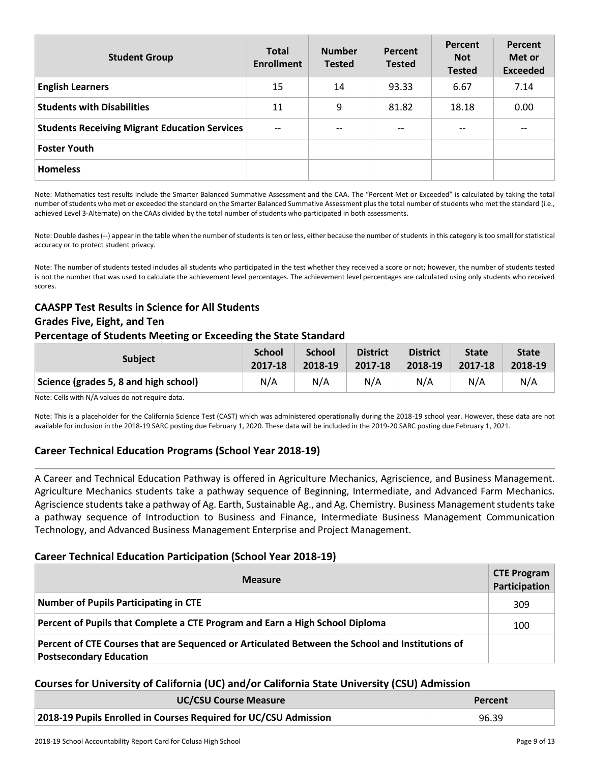| Student Group | Total Enrollment | Number Tested | Percent Tested | Percent Not Tested | Percent Met or Exceeded |
|---|---|---|---|---|---|
| **English Learners** | 15 | 14 | 93.33 | 6.67 | 7.14 |
| **Students with Disabilities** | 11 | 9 | 81.82 | 18.18 | 0.00 |
| **Students Receiving Migrant Education Services** | -- | -- | -- | -- | -- |
| **Foster Youth** | | | | | |
| **Homeless** | | | | | |

Note: Mathematics test results include the Smarter Balanced Summative Assessment and the CAA. The "Percent Met or Exceeded" is calculated by taking the total number of students who met or exceeded the standard on the Smarter Balanced Summative Assessment plus the total number of students who met the standard (i.e., achieved Level 3-Alternate) on the CAAs divided by the total number of students who participated in both assessments.

Note: Double dashes (--) appear in the table when the number of students is ten or less, either because the number of students in this category is too small for statistical accuracy or to protect student privacy.

Note: The number of students tested includes all students who participated in the test whether they received a score or not; however, the number of students tested is not the number that was used to calculate the achievement level percentages. The achievement level percentages are calculated using only students who received scores.

### CAASPP Test Results in Science for All Students
### Grades Five, Eight, and Ten
### Percentage of Students Meeting or Exceeding the State Standard

| Subject | School 2017-18 | School 2018-19 | District 2017-18 | District 2018-19 | State 2017-18 | State 2018-19 |
|---|---|---|---|---|---|---|
| **Science (grades 5, 8 and high school)** | N/A | N/A | N/A | N/A | N/A | N/A |

Note: Cells with N/A values do not require data.

Note: This is a placeholder for the California Science Test (CAST) which was administered operationally during the 2018-19 school year. However, these data are not available for inclusion in the 2018-19 SARC posting due February 1, 2020. These data will be included in the 2019-20 SARC posting due February 1, 2021.

## Career Technical Education Programs (School Year 2018-19)

A Career and Technical Education Pathway is offered in Agriculture Mechanics, Agriscience, and Business Management. Agriculture Mechanics students take a pathway sequence of Beginning, Intermediate, and Advanced Farm Mechanics. Agriscience students take a pathway of Ag. Earth, Sustainable Ag., and Ag. Chemistry. Business Management students take a pathway sequence of Introduction to Business and Finance, Intermediate Business Management Communication Technology, and Advanced Business Management Enterprise and Project Management.

### Career Technical Education Participation (School Year 2018-19)

| Measure | CTE Program Participation |
|---|---|
| **Number of Pupils Participating in CTE** | 309 |
| **Percent of Pupils that Complete a CTE Program and Earn a High School Diploma** | 100 |
| **Percent of CTE Courses that are Sequenced or Articulated Between the School and Institutions of Postsecondary Education** | |

### Courses for University of California (UC) and/or California State University (CSU) Admission

| UC/CSU Course Measure | Percent |
|---|---|
| **2018-19 Pupils Enrolled in Courses Required for UC/CSU Admission** | 96.39 |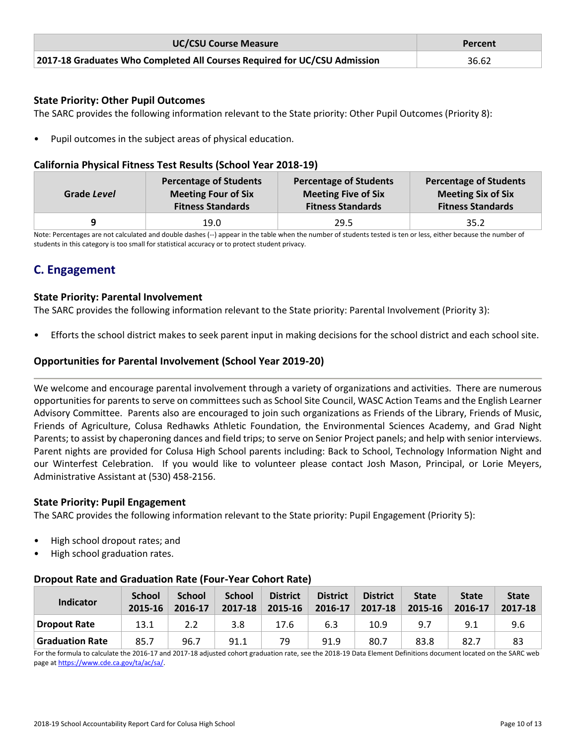| UC/CSU Course Measure | Percent |
|---|---|
| **2017-18 Graduates Who Completed All Courses Required for UC/CSU Admission** | 36.62 |

### State Priority: Other Pupil Outcomes

The SARC provides the following information relevant to the State priority: Other Pupil Outcomes (Priority 8):

- Pupil outcomes in the subject areas of physical education.

### California Physical Fitness Test Results (School Year 2018-19)

| Grade *Level* | Percentage of Students Meeting Four of Six Fitness Standards | Percentage of Students Meeting Five of Six Fitness Standards | Percentage of Students Meeting Six of Six Fitness Standards |
|---|---|---|---|
| **9** | 19.0 | 29.5 | 35.2 |

Note: Percentages are not calculated and double dashes (--) appear in the table when the number of students tested is ten or less, either because the number of students in this category is too small for statistical accuracy or to protect student privacy.

## C. Engagement

### State Priority: Parental Involvement

The SARC provides the following information relevant to the State priority: Parental Involvement (Priority 3):

- Efforts the school district makes to seek parent input in making decisions for the school district and each school site.

### Opportunities for Parental Involvement (School Year 2019-20)

We welcome and encourage parental involvement through a variety of organizations and activities. There are numerous opportunities for parents to serve on committees such as School Site Council, WASC Action Teams and the English Learner Advisory Committee. Parents also are encouraged to join such organizations as Friends of the Library, Friends of Music, Friends of Agriculture, Colusa Redhawks Athletic Foundation, the Environmental Sciences Academy, and Grad Night Parents; to assist by chaperoning dances and field trips; to serve on Senior Project panels; and help with senior interviews. Parent nights are provided for Colusa High School parents including: Back to School, Technology Information Night and our Winterfest Celebration. If you would like to volunteer please contact Josh Mason, Principal, or Lorie Meyers, Administrative Assistant at (530) 458-2156.

### State Priority: Pupil Engagement

The SARC provides the following information relevant to the State priority: Pupil Engagement (Priority 5):

- High school dropout rates; and
- High school graduation rates.

### Dropout Rate and Graduation Rate (Four-Year Cohort Rate)

| Indicator | School 2015-16 | School 2016-17 | School 2017-18 | District 2015-16 | District 2016-17 | District 2017-18 | State 2015-16 | State 2016-17 | State 2017-18 |
|---|---|---|---|---|---|---|---|---|---|
| **Dropout Rate** | 13.1 | 2.2 | 3.8 | 17.6 | 6.3 | 10.9 | 9.7 | 9.1 | 9.6 |
| **Graduation Rate** | 85.7 | 96.7 | 91.1 | 79 | 91.9 | 80.7 | 83.8 | 82.7 | 83 |

For the formula to calculate the 2016-17 and 2017-18 adjusted cohort graduation rate, see the 2018-19 Data Element Definitions document located on the SARC web page at https://www.cde.ca.gov/ta/ac/sa/.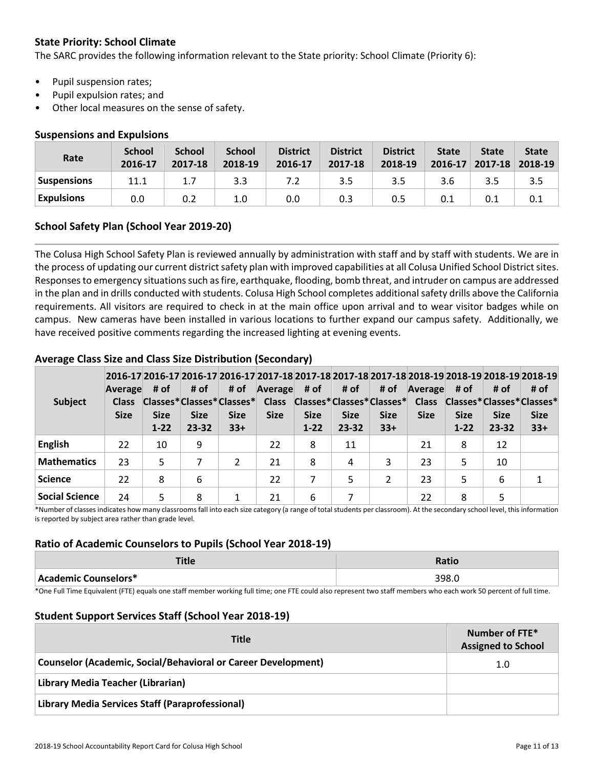### State Priority: School Climate

The SARC provides the following information relevant to the State priority: School Climate (Priority 6):

- Pupil suspension rates;
- Pupil expulsion rates; and
- Other local measures on the sense of safety.

### Suspensions and Expulsions

| Rate | School 2016-17 | School 2017-18 | School 2018-19 | District 2016-17 | District 2017-18 | District 2018-19 | State 2016-17 | State 2017-18 | State 2018-19 |
|---|---|---|---|---|---|---|---|---|---|
| **Suspensions** | 11.1 | 1.7 | 3.3 | 7.2 | 3.5 | 3.5 | 3.6 | 3.5 | 3.5 |
| **Expulsions** | 0.0 | 0.2 | 1.0 | 0.0 | 0.3 | 0.5 | 0.1 | 0.1 | 0.1 |

### School Safety Plan (School Year 2019-20)

The Colusa High School Safety Plan is reviewed annually by administration with staff and by staff with students. We are in the process of updating our current district safety plan with improved capabilities at all Colusa Unified School District sites. Responses to emergency situations such as fire, earthquake, flooding, bomb threat, and intruder on campus are addressed in the plan and in drills conducted with students. Colusa High School completes additional safety drills above the California requirements. All visitors are required to check in at the main office upon arrival and to wear visitor badges while on campus. New cameras have been installed in various locations to further expand our campus safety. Additionally, we have received positive comments regarding the increased lighting at evening events.

### Average Class Size and Class Size Distribution (Secondary)

| Subject | 2016-17 Average Class Size | 2016-17 # of Classes* Size 1-22 | 2016-17 # of Classes* Size 23-32 | 2016-17 # of Classes* Size 33+ | 2017-18 Average Class Size | 2017-18 # of Classes* Size 1-22 | 2017-18 # of Classes* Size 23-32 | 2017-18 # of Classes* Size 33+ | 2018-19 Average Class Size | 2018-19 # of Classes* Size 1-22 | 2018-19 # of Classes* Size 23-32 | 2018-19 # of Classes* Size 33+ |
|---|---|---|---|---|---|---|---|---|---|---|---|---|
| **English** | 22 | 10 | 9 | | 22 | 8 | 11 | | 21 | 8 | 12 | |
| **Mathematics** | 23 | 5 | 7 | 2 | 21 | 8 | 4 | 3 | 23 | 5 | 10 | |
| **Science** | 22 | 8 | 6 | | 22 | 7 | 5 | 2 | 23 | 5 | 6 | 1 |
| **Social Science** | 24 | 5 | 8 | 1 | 21 | 6 | 7 | | 22 | 8 | 5 | |

*Number of classes indicates how many classrooms fall into each size category (a range of total students per classroom). At the secondary school level, this information is reported by subject area rather than grade level.

### Ratio of Academic Counselors to Pupils (School Year 2018-19)

| Title | Ratio |
|---|---|
| **Academic Counselors*** | 398.0 |

*One Full Time Equivalent (FTE) equals one staff member working full time; one FTE could also represent two staff members who each work 50 percent of full time.

### Student Support Services Staff (School Year 2018-19)

| Title | Number of FTE* Assigned to School |
|---|---|
| **Counselor (Academic, Social/Behavioral or Career Development)** | 1.0 |
| **Library Media Teacher (Librarian)** | |
| **Library Media Services Staff (Paraprofessional)** | |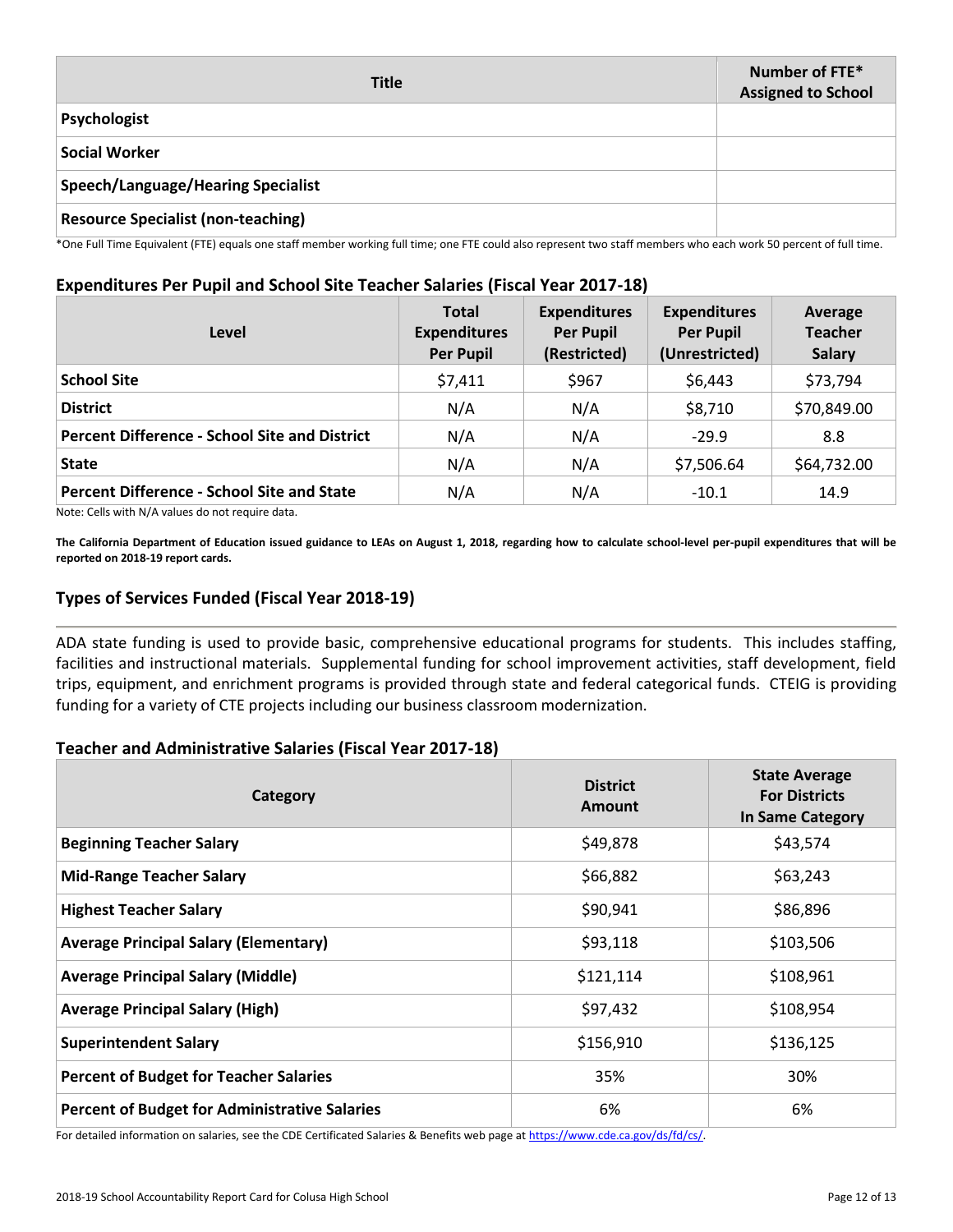| Title | Number of FTE* Assigned to School |
|---|---|
| Psychologist | |
| Social Worker | |
| Speech/Language/Hearing Specialist | |
| Resource Specialist (non-teaching) | |

*One Full Time Equivalent (FTE) equals one staff member working full time; one FTE could also represent two staff members who each work 50 percent of full time.

### Expenditures Per Pupil and School Site Teacher Salaries (Fiscal Year 2017-18)

| Level | Total Expenditures Per Pupil | Expenditures Per Pupil (Restricted) | Expenditures Per Pupil (Unrestricted) | Average Teacher Salary |
|---|---|---|---|---|
| School Site | $7,411 | $967 | $6,443 | $73,794 |
| District | N/A | N/A | $8,710 | $70,849.00 |
| Percent Difference - School Site and District | N/A | N/A | -29.9 | 8.8 |
| State | N/A | N/A | $7,506.64 | $64,732.00 |
| Percent Difference - School Site and State | N/A | N/A | -10.1 | 14.9 |

Note: Cells with N/A values do not require data.

**The California Department of Education issued guidance to LEAs on August 1, 2018, regarding how to calculate school-level per-pupil expenditures that will be reported on 2018-19 report cards.**

## Types of Services Funded (Fiscal Year 2018-19)

ADA state funding is used to provide basic, comprehensive educational programs for students. This includes staffing, facilities and instructional materials. Supplemental funding for school improvement activities, staff development, field trips, equipment, and enrichment programs is provided through state and federal categorical funds. CTEIG is providing funding for a variety of CTE projects including our business classroom modernization.

### Teacher and Administrative Salaries (Fiscal Year 2017-18)

| Category | District Amount | State Average For Districts In Same Category |
|---|---|---|
| Beginning Teacher Salary | $49,878 | $43,574 |
| Mid-Range Teacher Salary | $66,882 | $63,243 |
| Highest Teacher Salary | $90,941 | $86,896 |
| Average Principal Salary (Elementary) | $93,118 | $103,506 |
| Average Principal Salary (Middle) | $121,114 | $108,961 |
| Average Principal Salary (High) | $97,432 | $108,954 |
| Superintendent Salary | $156,910 | $136,125 |
| Percent of Budget for Teacher Salaries | 35% | 30% |
| Percent of Budget for Administrative Salaries | 6% | 6% |

For detailed information on salaries, see the CDE Certificated Salaries & Benefits web page at https://www.cde.ca.gov/ds/fd/cs/.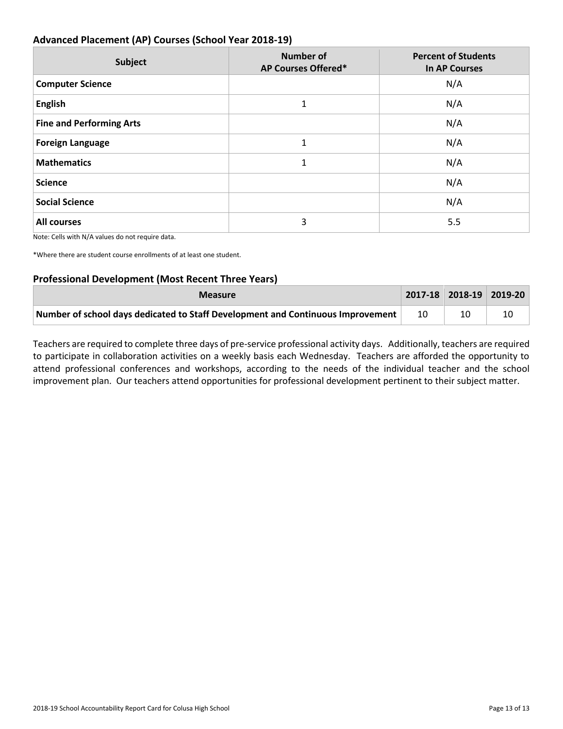### Advanced Placement (AP) Courses (School Year 2018-19)

| Subject | Number of AP Courses Offered* | Percent of Students In AP Courses |
|---|---|---|
| **Computer Science** | | N/A |
| **English** | 1 | N/A |
| **Fine and Performing Arts** | | N/A |
| **Foreign Language** | 1 | N/A |
| **Mathematics** | 1 | N/A |
| **Science** | | N/A |
| **Social Science** | | N/A |
| **All courses** | 3 | 5.5 |

Note: Cells with N/A values do not require data.

*Where there are student course enrollments of at least one student.

### Professional Development (Most Recent Three Years)

| Measure | 2017-18 | 2018-19 | 2019-20 |
|---|---|---|---|
| **Number of school days dedicated to Staff Development and Continuous Improvement** | 10 | 10 | 10 |

Teachers are required to complete three days of pre-service professional activity days. Additionally, teachers are required to participate in collaboration activities on a weekly basis each Wednesday. Teachers are afforded the opportunity to attend professional conferences and workshops, according to the needs of the individual teacher and the school improvement plan. Our teachers attend opportunities for professional development pertinent to their subject matter.